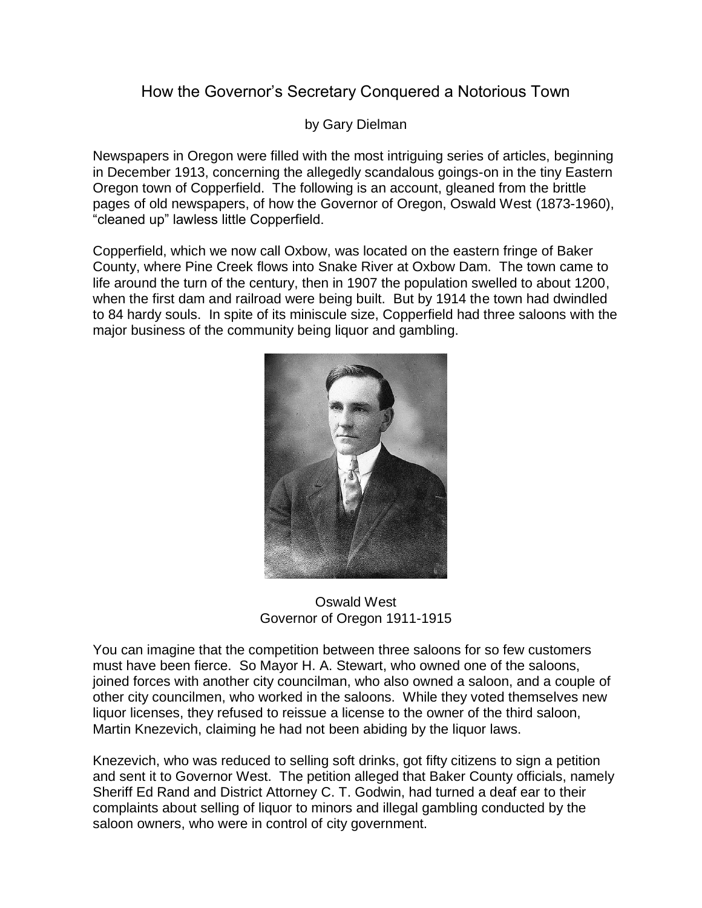# How the Governor's Secretary Conquered a Notorious Town

by Gary Dielman

Newspapers in Oregon were filled with the most intriguing series of articles, beginning in December 1913, concerning the allegedly scandalous goings-on in the tiny Eastern Oregon town of Copperfield. The following is an account, gleaned from the brittle pages of old newspapers, of how the Governor of Oregon, Oswald West (1873-1960), "cleaned up" lawless little Copperfield.

Copperfield, which we now call Oxbow, was located on the eastern fringe of Baker County, where Pine Creek flows into Snake River at Oxbow Dam. The town came to life around the turn of the century, then in 1907 the population swelled to about 1200, when the first dam and railroad were being built. But by 1914 the town had dwindled to 84 hardy souls. In spite of its miniscule size, Copperfield had three saloons with the major business of the community being liquor and gambling.

Oswald West
Governor of Oregon 1911-1915

You can imagine that the competition between three saloons for so few customers must have been fierce. So Mayor H. A. Stewart, who owned one of the saloons, joined forces with another city councilman, who also owned a saloon, and a couple of other city councilmen, who worked in the saloons. While they voted themselves new liquor licenses, they refused to reissue a license to the owner of the third saloon, Martin Knezevich, claiming he had not been abiding by the liquor laws.

Knezevich, who was reduced to selling soft drinks, got fifty citizens to sign a petition and sent it to Governor West. The petition alleged that Baker County officials, namely Sheriff Ed Rand and District Attorney C. T. Godwin, had turned a deaf ear to their complaints about selling of liquor to minors and illegal gambling conducted by the saloon owners, who were in control of city government.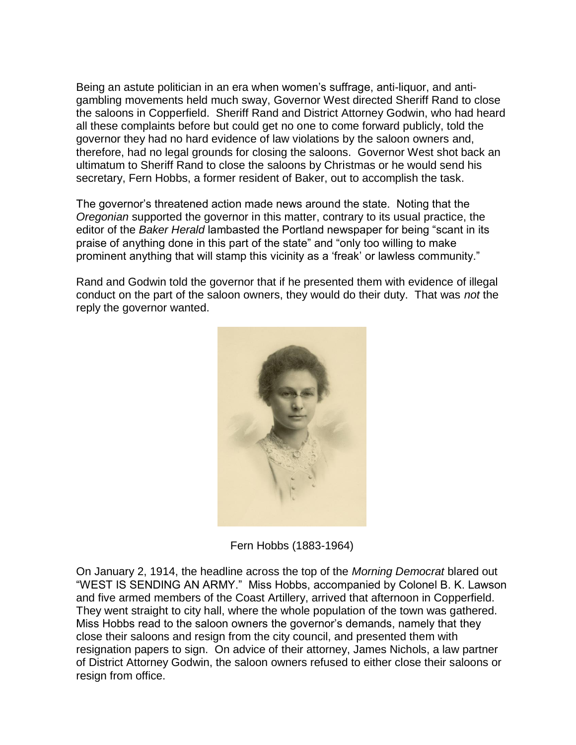Being an astute politician in an era when women's suffrage, anti-liquor, and anti-gambling movements held much sway, Governor West directed Sheriff Rand to close the saloons in Copperfield. Sheriff Rand and District Attorney Godwin, who had heard all these complaints before but could get no one to come forward publicly, told the governor they had no hard evidence of law violations by the saloon owners and, therefore, had no legal grounds for closing the saloons. Governor West shot back an ultimatum to Sheriff Rand to close the saloons by Christmas or he would send his secretary, Fern Hobbs, a former resident of Baker, out to accomplish the task.

The governor's threatened action made news around the state. Noting that the *Oregonian* supported the governor in this matter, contrary to its usual practice, the editor of the *Baker Herald* lambasted the Portland newspaper for being "scant in its praise of anything done in this part of the state" and "only too willing to make prominent anything that will stamp this vicinity as a 'freak' or lawless community."

Rand and Godwin told the governor that if he presented them with evidence of illegal conduct on the part of the saloon owners, they would do their duty. That was *not* the reply the governor wanted.

Fern Hobbs (1883-1964)

On January 2, 1914, the headline across the top of the *Morning Democrat* blared out "WEST IS SENDING AN ARMY." Miss Hobbs, accompanied by Colonel B. K. Lawson and five armed members of the Coast Artillery, arrived that afternoon in Copperfield. They went straight to city hall, where the whole population of the town was gathered. Miss Hobbs read to the saloon owners the governor's demands, namely that they close their saloons and resign from the city council, and presented them with resignation papers to sign. On advice of their attorney, James Nichols, a law partner of District Attorney Godwin, the saloon owners refused to either close their saloons or resign from office.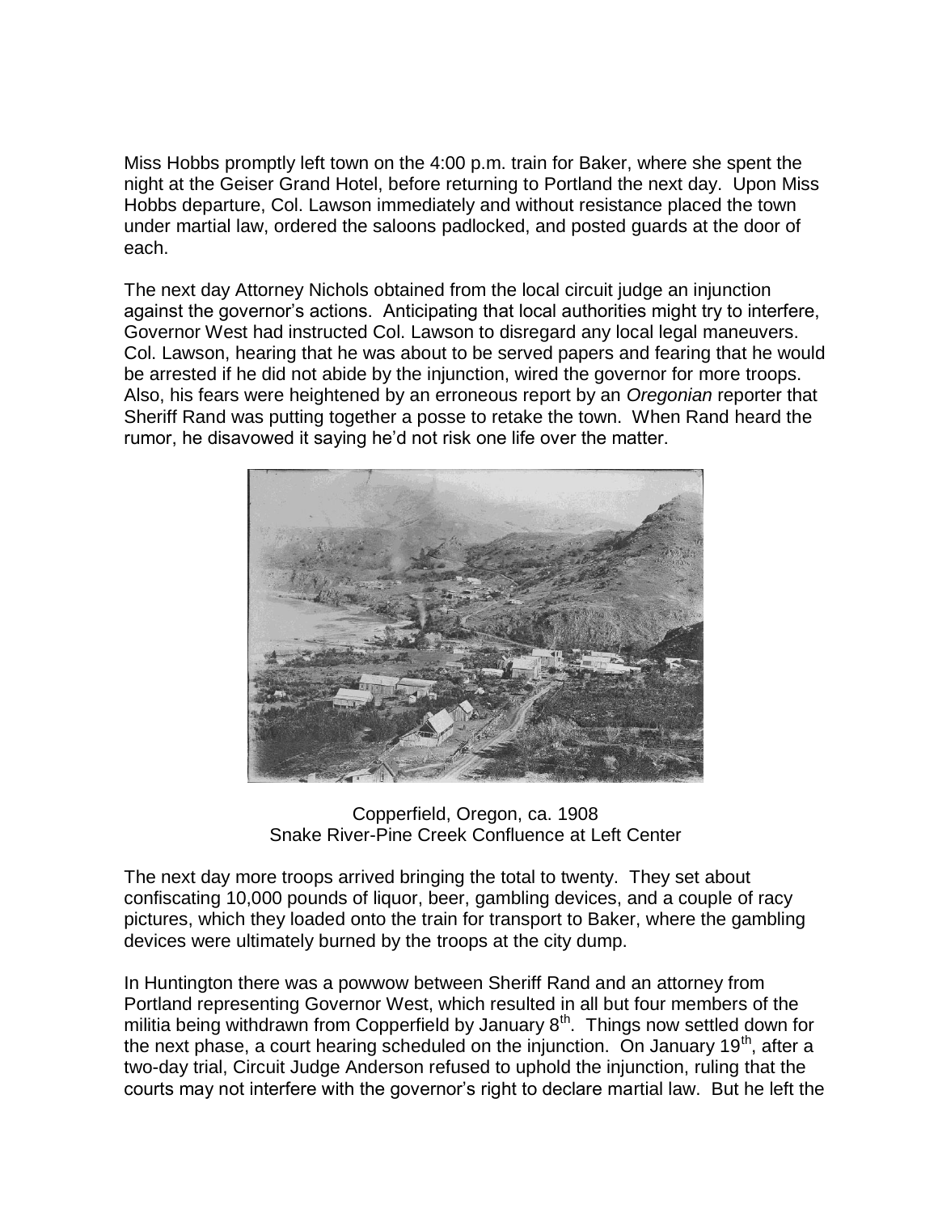Miss Hobbs promptly left town on the 4:00 p.m. train for Baker, where she spent the night at the Geiser Grand Hotel, before returning to Portland the next day. Upon Miss Hobbs departure, Col. Lawson immediately and without resistance placed the town under martial law, ordered the saloons padlocked, and posted guards at the door of each.

The next day Attorney Nichols obtained from the local circuit judge an injunction against the governor's actions. Anticipating that local authorities might try to interfere, Governor West had instructed Col. Lawson to disregard any local legal maneuvers. Col. Lawson, hearing that he was about to be served papers and fearing that he would be arrested if he did not abide by the injunction, wired the governor for more troops. Also, his fears were heightened by an erroneous report by an *Oregonian* reporter that Sheriff Rand was putting together a posse to retake the town. When Rand heard the rumor, he disavowed it saying he'd not risk one life over the matter.

Copperfield, Oregon, ca. 1908
Snake River-Pine Creek Confluence at Left Center

The next day more troops arrived bringing the total to twenty. They set about confiscating 10,000 pounds of liquor, beer, gambling devices, and a couple of racy pictures, which they loaded onto the train for transport to Baker, where the gambling devices were ultimately burned by the troops at the city dump.

In Huntington there was a powwow between Sheriff Rand and an attorney from Portland representing Governor West, which resulted in all but four members of the militia being withdrawn from Copperfield by January 8th. Things now settled down for the next phase, a court hearing scheduled on the injunction. On January 19th, after a two-day trial, Circuit Judge Anderson refused to uphold the injunction, ruling that the courts may not interfere with the governor's right to declare martial law. But he left the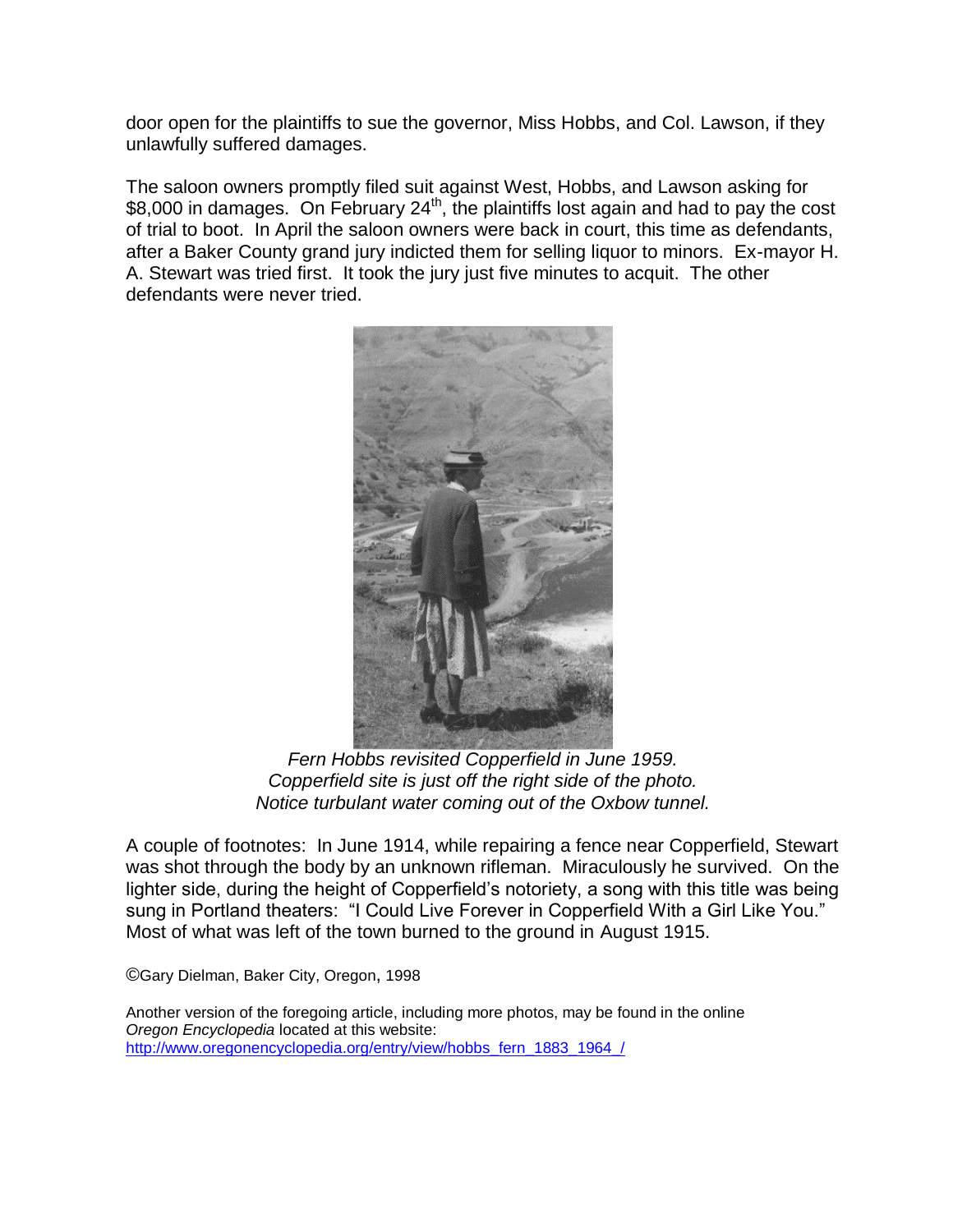door open for the plaintiffs to sue the governor, Miss Hobbs, and Col. Lawson, if they unlawfully suffered damages.

The saloon owners promptly filed suit against West, Hobbs, and Lawson asking for $8,000 in damages. On February 24th, the plaintiffs lost again and had to pay the cost of trial to boot. In April the saloon owners were back in court, this time as defendants, after a Baker County grand jury indicted them for selling liquor to minors. Ex-mayor H. A. Stewart was tried first. It took the jury just five minutes to acquit. The other defendants were never tried.

*Fern Hobbs revisited Copperfield in June 1959.*
*Copperfield site is just off the right side of the photo.*
*Notice turbulant water coming out of the Oxbow tunnel.*

A couple of footnotes: In June 1914, while repairing a fence near Copperfield, Stewart was shot through the body by an unknown rifleman. Miraculously he survived. On the lighter side, during the height of Copperfield's notoriety, a song with this title was being sung in Portland theaters: "I Could Live Forever in Copperfield With a Girl Like You." Most of what was left of the town burned to the ground in August 1915.

©Gary Dielman, Baker City, Oregon, 1998

Another version of the foregoing article, including more photos, may be found in the online *Oregon Encyclopedia* located at this website:
[http://www.oregonencyclopedia.org/entry/view/hobbs_fern_1883_1964_/](http://www.oregonencyclopedia.org/entry/view/hobbs_fern_1883_1964_/)